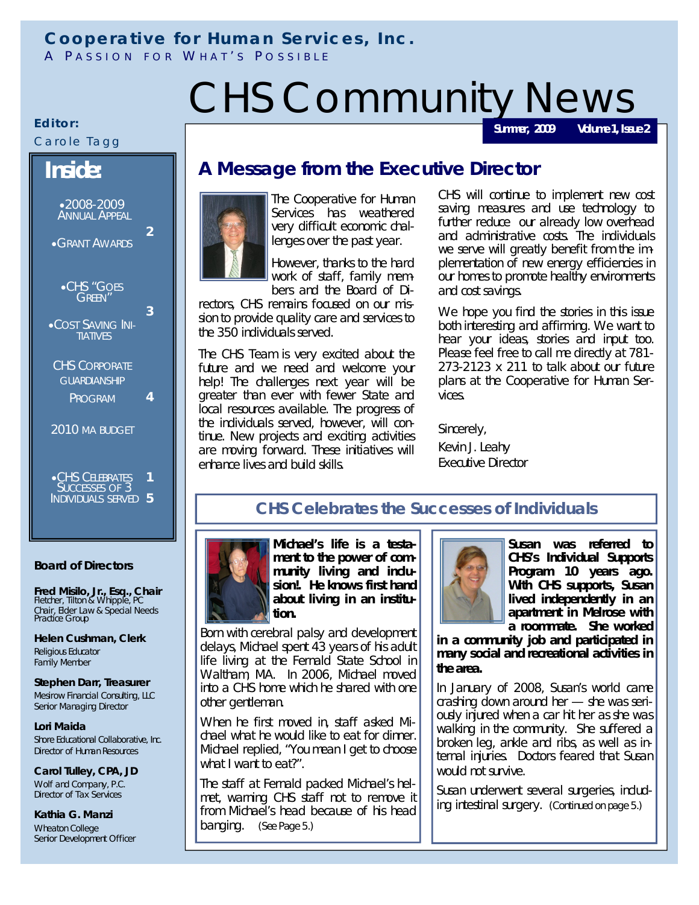**Cooperative for Human Services, Inc.**

A PASSION FOR WHAT'S POSSIBLE

# CHS Community News

**Summer, 2009 Volume 1, Issue 2**

**Editor:**

Carole Tagg

## Inside:

- 2008-2009 ANNUAL APPEAL — 2
- GRANT AWARDS
- CHS "GOES GREEN" — 3
- COST SAVING INITIATIVES
- CHS CORPORATE GUARDIANSHIP PROGRAM — 4
- 2010 MA BUDGET
- CHS CELEBRATES SUCCESSES OF 3 INDIVIDUALS SERVED — 1, 5

### Board of Directors

**Fred Misilo, Jr., Esq., Chair**
Fletcher, Tilton & Whipple, PC
Chair, Elder Law & Special Needs Practice Group

**Helen Cushman, Clerk**
Religious Educator
Family Member

**Stephen Darr, Treasurer**
Mesirow Financial Consulting, LLC
Senior Managing Director

**Lori Maida**
Shore Educational Collaborative, Inc.
Director of Human Resources

**Carol Tulley, CPA, JD**
Wolf and Company, P.C.
Director of Tax Services

**Kathia G. Manzi**
Wheaton College
Senior Development Officer

## A Message from the Executive Director

The Cooperative for Human Services has weathered very difficult economic challenges over the past year.

However, thanks to the hard work of staff, family members and the Board of Directors, CHS remains focused on our mission to provide quality care and services to the 350 individuals served.

The CHS Team is very excited about the future and we need and welcome your help! The challenges next year will be greater than ever with fewer State and local resources available. The progress of the individuals served, however, will continue. New projects and exciting activities are moving forward. These initiatives will enhance lives and build skills.

CHS will continue to implement new cost saving measures and use technology to further reduce our already low overhead and administrative costs. The individuals we serve will greatly benefit from the implementation of new energy efficiencies in our homes to promote healthy environments and cost savings.

We hope you find the stories in this issue both interesting and affirming. We want to hear your ideas, stories and input too. Please feel free to call me directly at 781-273-2123 x 211 to talk about our future plans at the Cooperative for Human Services.

Sincerely,

Kevin J. Leahy
Executive Director

## CHS Celebrates the Successes of Individuals

**Michael's life is a testament to the power of community living and inclusion!. He knows first hand about living in an institution.**

Born with cerebral palsy and development delays, Michael spent 43 years of his adult life living at the Fernald State School in Waltham, MA. In 2006, Michael moved into a CHS home which he shared with one other gentleman.

When he first moved in, staff asked Michael what he would like to eat for dinner. Michael replied, "You mean I get to choose what I want to eat?".

The staff at Fernald packed Michael's helmet, warning CHS staff not to remove it from Michael's head because of his head banging. (See Page 5.)

**Susan was referred to CHS's Individual Supports Program 10 years ago. With CHS supports, Susan lived independently in an apartment in Melrose with a roommate. She worked in a community job and participated in many social and recreational activities in the area.**

In January of 2008, Susan's world came crashing down around her — she was seriously injured when a car hit her as she was walking in the community. She suffered a broken leg, ankle and ribs, as well as internal injuries. Doctors feared that Susan would not survive.

Susan underwent several surgeries, including intestinal surgery. (Continued on page 5.)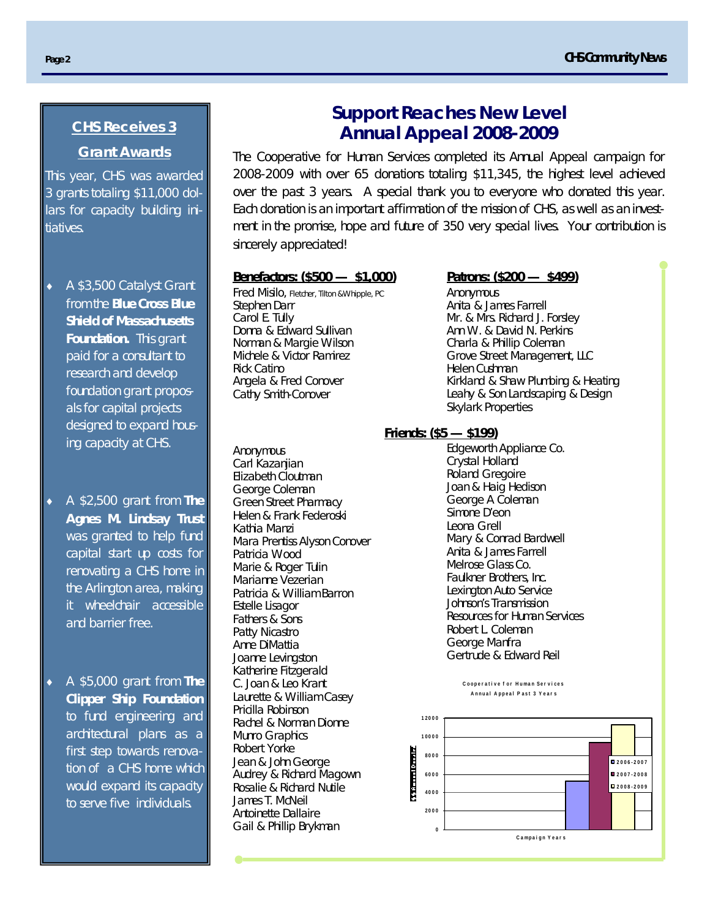## CHS Receives 3 Grant Awards

This year, CHS was awarded 3 grants totaling $11,000 dollars for capacity building initiatives.

- A $3,500 Catalyst Grant from the **Blue Cross Blue Shield of Massachusetts Foundation.** This grant paid for a consultant to research and develop foundation grant proposals for capital projects designed to expand housing capacity at CHS.
- A $2,500 grant from **The Agnes M. Lindsay Trust** was granted to help fund capital start up costs for renovating a CHS home in the Arlington area, making it wheelchair accessible and barrier free.
- A $5,000 grant from **The Clipper Ship Foundation** to fund engineering and architectural plans as a first step towards renovation of a CHS home which would expand its capacity to serve five individuals.

# Support Reaches New Level Annual Appeal 2008-2009

The Cooperative for Human Services completed its Annual Appeal campaign for 2008-2009 with over 65 donations totaling $11,345, the highest level achieved over the past 3 years. A special thank you to everyone who donated this year. Each donation is an important affirmation of the mission of CHS, as well as an investment in the promise, hope and future of 350 very special lives. Your contribution is sincerely appreciated!

**Benefactors: ($500 — $1,000)**

Fred Misilo, Fletcher, Tilton &Whipple, PC
Stephen Darr
Carol E. Tully
Donna & Edward Sullivan
Norman & Margie Wilson
Michele & Victor Ramirez
Rick Catino
Angela & Fred Conover
Cathy Smith-Conover

**Patrons: ($200 — $499)**

Anonymous
Anita & James Farrell
Mr. & Mrs. Richard J. Forsley
Ann W. & David N. Perkins
Charla & Phillip Coleman
Grove Street Management, LLC
Helen Cushman
Kirkland & Shaw Plumbing & Heating
Leahy & Son Landscaping & Design
Skylark Properties

**Friends: ($5 — $199)**

Anonymous
Carl Kazanjian
Elizabeth Cloutman
George Coleman
Green Street Pharmacy
Helen & Frank Federoski
Kathia Manzi
Mara Prentiss Alyson Conover
Patricia Wood
Marie & Roger Tulin
Marianne Vezerian
Patricia & William Barron
Estelle Lisagor
Fathers & Sons
Patty Nicastro
Anne DiMattia
Joanne Levingston
Katherine Fitzgerald
C. Joan & Leo Krant
Laurette & William Casey
Pricilla Robinson
Rachel & Norman Dionne
Munro Graphics
Robert Yorke
Jean & John George
Audrey & Richard Magown
Rosalie & Richard Nutile
James T. McNeil
Antoinette Dallaire
Gail & Phillip Brykman
Edgeworth Appliance Co.
Crystal Holland
Roland Gregoire
Joan & Haig Hedison
George A Coleman
Simone D'eon
Leona Grell
Mary & Conrad Bardwell
Anita & James Farrell
Melrose Glass Co.
Faulkner Brothers, Inc.
Lexington Auto Service
Johnson's Transmission
Resources for Human Services
Robert L. Coleman
George Manfra
Gertrude & Edward Reil

Cooperative for Human Services Annual Appeal Past 3 Years

Campaign Years: 2006-2007, 2007-2008, 2008-2009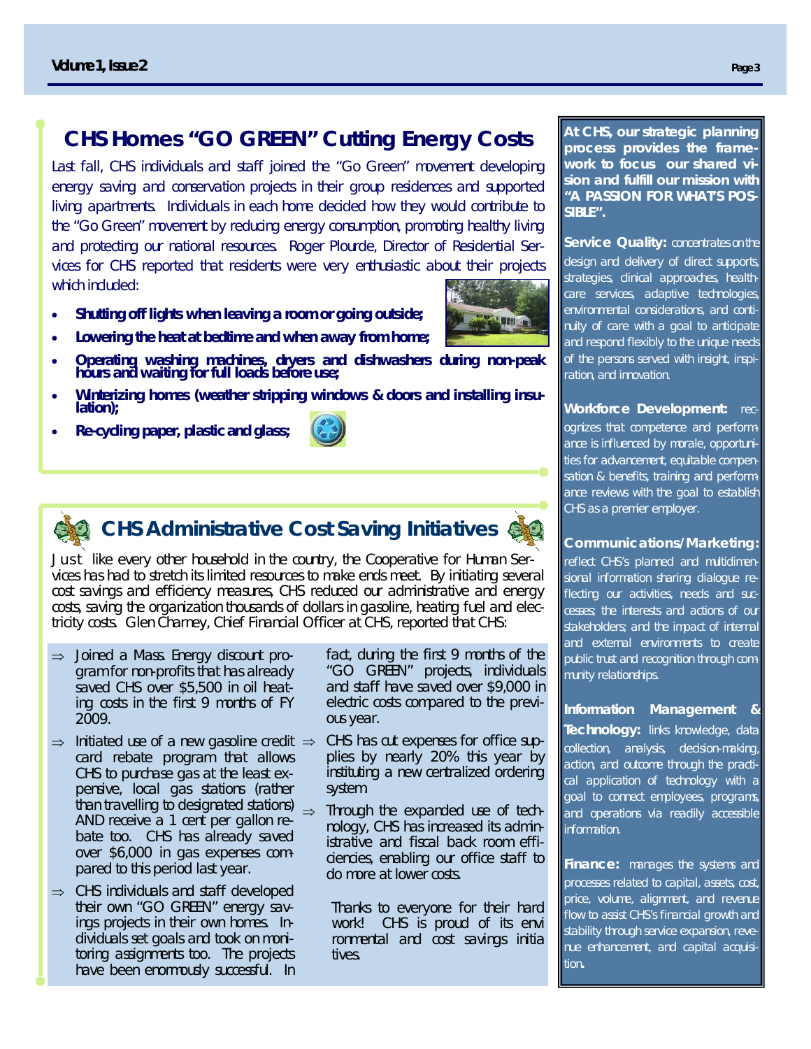## CHS Homes "GO GREEN" Cutting Energy Costs

Last fall, CHS individuals and staff joined the "Go Green" movement developing energy saving and conservation projects in their group residences and supported living apartments. Individuals in each home decided how they would contribute to the "Go Green" movement by reducing energy consumption, promoting healthy living and protecting our national resources. Roger Plourde, Director of Residential Services for CHS reported that residents were very enthusiastic about their projects which included:

- **Shutting off lights when leaving a room or going outside;**
- **Lowering the heat at bedtime and when away from home;**
- **Operating washing machines, dryers and dishwashers during non-peak hours and waiting for full loads before use;**
- **Winterizing homes (weather stripping windows & doors and installing insulation);**
- **Re-cycling paper, plastic and glass;**

## CHS Administrative Cost Saving Initiatives

Just like every other household in the country, the Cooperative for Human Services has had to stretch its limited resources to make ends meet. By initiating several cost savings and efficiency measures, CHS reduced our administrative and energy costs, saving the organization thousands of dollars in gasoline, heating fuel and electricity costs. Glen Charney, Chief Financial Officer at CHS, reported that CHS:

- ⇒ Joined a Mass. Energy discount program for non-profits that has already saved CHS over $5,500 in oil heating costs in the first 9 months of FY 2009.
- ⇒ Initiated use of a new gasoline credit card rebate program that allows CHS to purchase gas at the least expensive, local gas stations (rather than travelling to designated stations) AND receive a 1 cent per gallon rebate too. CHS has already saved over $6,000 in gas expenses compared to this period last year.
- ⇒ CHS individuals and staff developed their own "GO GREEN" energy savings projects in their own homes. Individuals set goals and took on monitoring assignments too. The projects have been enormously successful. In fact, during the first 9 months of the "GO GREEN" projects, individuals and staff have saved over $9,000 in electric costs compared to the previous year.
- ⇒ CHS has cut expenses for office supplies by nearly 20% this year by instituting a new centralized ordering system
- ⇒ Through the expanded use of technology, CHS has increased its administrative and fiscal back room efficiencies, enabling our office staff to do more at lower costs.

Thanks to everyone for their hard work! CHS is proud of its environmental and cost savings initiatives.

**At CHS, our strategic planning process provides the framework to focus our shared vision and fulfill our mission with "A PASSION FOR WHAT'S POSSIBLE".**

**Service Quality:** concentrates on the design and delivery of direct supports, strategies, clinical approaches, healthcare services, adaptive technologies, environmental considerations, and continuity of care with a goal to anticipate and respond flexibly to the unique needs of the persons served with insight, inspiration, and innovation.

**Workforce Development:** recognizes that competence and performance is influenced by morale, opportunities for advancement, equitable compensation & benefits, training and performance reviews with the goal to establish CHS as a premier employer.

**Communications/Marketing:** reflect CHS's planned and multidimensional information sharing dialogue reflecting our activities, needs and successes; the interests and actions of our stakeholders; and the impact of internal and external environments to create public trust and recognition through community relationships.

**Information Management & Technology:** links knowledge, data collection, analysis, decision-making, action, and outcome through the practical application of technology with a goal to connect employees, programs, and operations via readily accessible information.

**Finance:** manages the systems and processes related to capital, assets, cost, price, volume, alignment, and revenue flow to assist CHS's financial growth and stability through service expansion, revenue enhancement, and capital acquisition.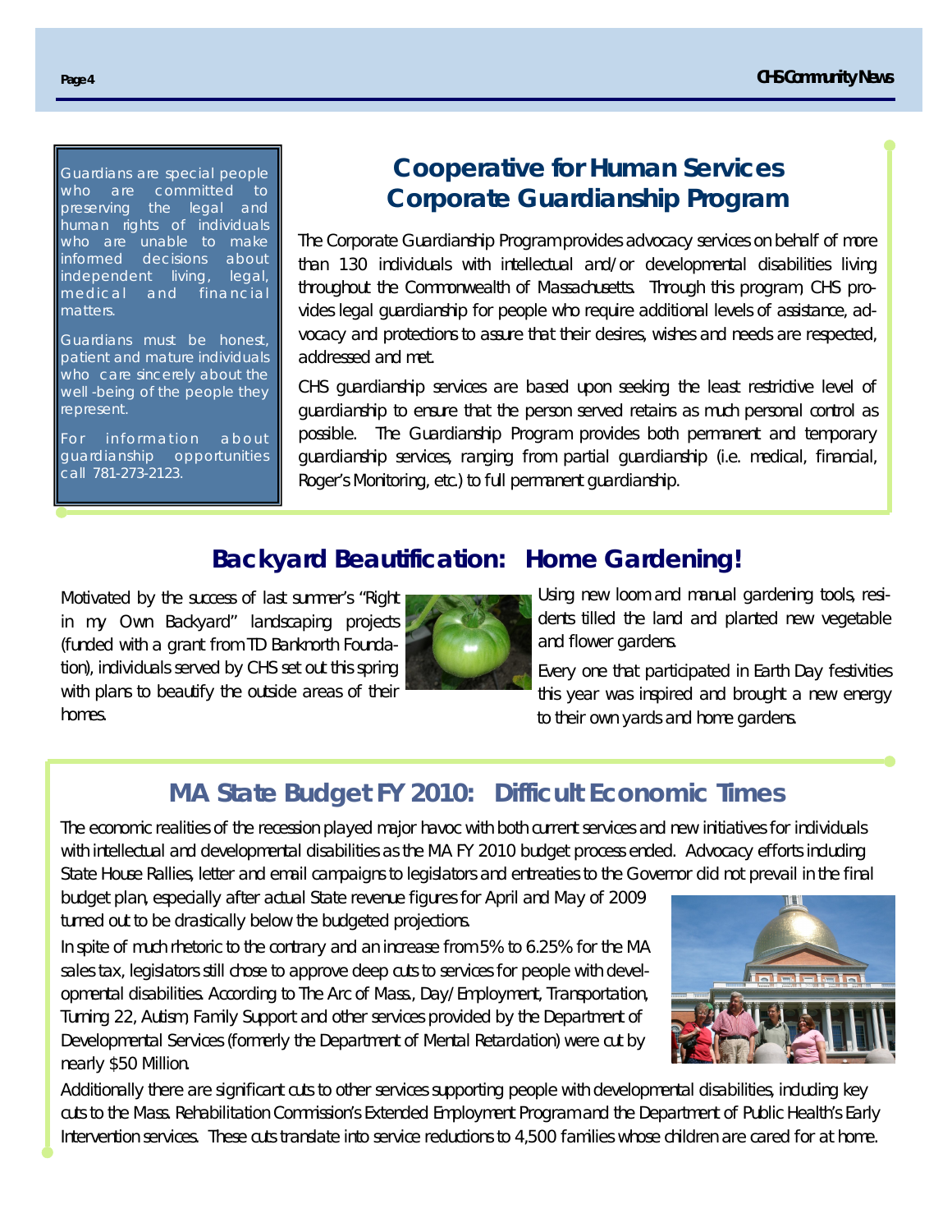Guardians are special people who are committed to preserving the legal and human rights of individuals who are unable to make informed decisions about independent living, legal, medical and financial matters.

Guardians must be honest, patient and mature individuals who care sincerely about the well-being of the people they represent.

For information about guardianship opportunities call 781-273-2123.

## Cooperative for Human Services Corporate Guardianship Program

The Corporate Guardianship Program provides advocacy services on behalf of more than 130 individuals with intellectual and/or developmental disabilities living throughout the Commonwealth of Massachusetts. Through this program, CHS provides legal guardianship for people who require additional levels of assistance, advocacy and protections to assure that their desires, wishes and needs are respected, addressed and met.

CHS guardianship services are based upon seeking the least restrictive level of guardianship to ensure that the person served retains as much personal control as possible. The Guardianship Program provides both permanent and temporary guardianship services, ranging from partial guardianship (i.e. medical, financial, Roger's Monitoring, etc.) to full permanent guardianship.

## Backyard Beautification: Home Gardening!

Motivated by the success of last summer's "Right in my Own Backyard" landscaping projects (funded with a grant from TD Banknorth Foundation), individuals served by CHS set out this spring with plans to beautify the outside areas of their homes.

Using new loom and manual gardening tools, residents tilled the land and planted new vegetable and flower gardens.

Every one that participated in Earth Day festivities this year was inspired and brought a new energy to their own yards and home gardens.

## MA State Budget FY 2010: Difficult Economic Times

The economic realities of the recession played major havoc with both current services and new initiatives for individuals with intellectual and developmental disabilities as the MA FY 2010 budget process ended. Advocacy efforts including State House Rallies, letter and email campaigns to legislators and entreaties to the Governor did not prevail in the final budget plan, especially after actual State revenue figures for April and May of 2009 turned out to be drastically below the budgeted projections.

In spite of much rhetoric to the contrary and an increase from 5% to 6.25% for the MA sales tax, legislators still chose to approve deep cuts to services for people with developmental disabilities. According to The Arc of Mass., Day/Employment, Transportation, Turning 22, Autism, Family Support and other services provided by the Department of Developmental Services (formerly the Department of Mental Retardation) were cut by nearly $50 Million.

Additionally there are significant cuts to other services supporting people with developmental disabilities, including key cuts to the Mass. Rehabilitation Commission's Extended Employment Program and the Department of Public Health's Early Intervention services. These cuts translate into service reductions to 4,500 families whose children are cared for at home.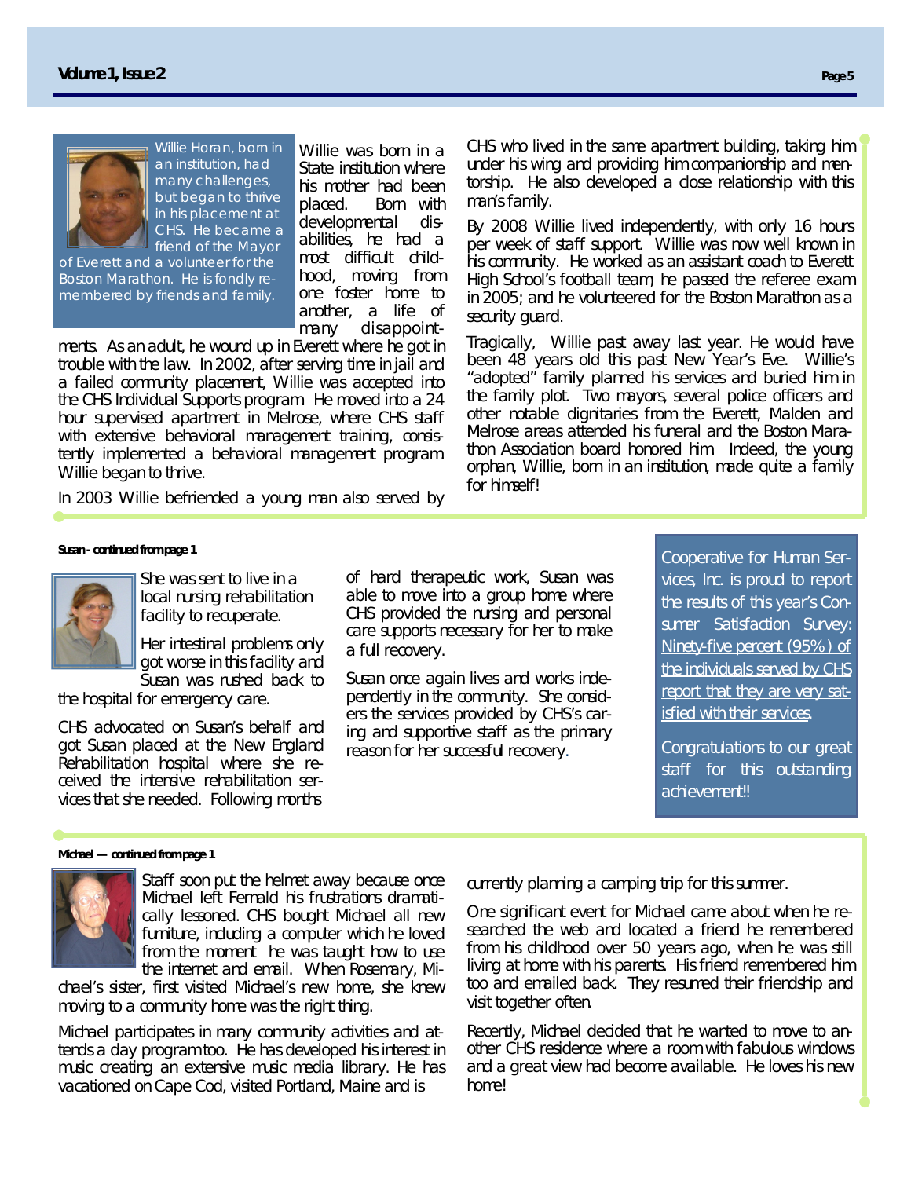Willie Horan, born in an institution, had many challenges, but began to thrive in his placement at CHS. He became a friend of the Mayor of Everett and a volunteer for the Boston Marathon. He is fondly remembered by friends and family.

Willie was born in a State institution where his mother had been placed. Born with developmental disabilities, he had a most difficult childhood, moving from one foster home to another, a life of many disappointments. As an adult, he wound up in Everett where he got in trouble with the law. In 2002, after serving time in jail and a failed community placement, Willie was accepted into the CHS Individual Supports program. He moved into a 24 hour supervised apartment in Melrose, where CHS staff with extensive behavioral management training, consistently implemented a behavioral management program. Willie began to thrive.

In 2003 Willie befriended a young man also served by CHS who lived in the same apartment building, taking him under his wing and providing him companionship and mentorship. He also developed a close relationship with this man's family.

By 2008 Willie lived independently, with only 16 hours per week of staff support. Willie was now well known in his community. He worked as an assistant coach to Everett High School's football team; he passed the referee exam in 2005; and he volunteered for the Boston Marathon as a security guard.

Tragically, Willie past away last year. He would have been 48 years old this past New Year's Eve. Willie's "adopted" family planned his services and buried him in the family plot. Two mayors, several police officers and other notable dignitaries from the Everett, Malden and Melrose areas attended his funeral and the Boston Marathon Association board honored him. Indeed, the young orphan, Willie, born in an institution, made quite a family for himself!

**Susan - continued from page 1**

She was sent to live in a local nursing rehabilitation facility to recuperate.

Her intestinal problems only got worse in this facility and Susan was rushed back to the hospital for emergency care.

CHS advocated on Susan's behalf and got Susan placed at the New England Rehabilitation hospital where she received the intensive rehabilitation services that she needed. Following months of hard therapeutic work, Susan was able to move into a group home where CHS provided the nursing and personal care supports necessary for her to make a full recovery.

Susan once again lives and works independently in the community. She considers the services provided by CHS's caring and supportive staff as the primary reason for her successful recovery.

Cooperative for Human Services, Inc. is proud to report the results of this year's Consumer Satisfaction Survey: Ninety-five percent (95%) of the individuals served by CHS report that they are very satisfied with their services.

Congratulations to our great staff for this outstanding achievement!!

**Michael — continued from page 1**

Staff soon put the helmet away because once Michael left Fernald his frustrations dramatically lessoned. CHS bought Michael all new furniture, including a computer which he loved from the moment he was taught how to use the internet and email. When Rosemary, Michael's sister, first visited Michael's new home, she knew moving to a community home was the right thing.

Michael participates in many community activities and attends a day program too. He has developed his interest in music creating an extensive music media library. He has vacationed on Cape Cod, visited Portland, Maine and is currently planning a camping trip for this summer.

One significant event for Michael came about when he researched the web and located a friend he remembered from his childhood over 50 years ago, when he was still living at home with his parents. His friend remembered him too and emailed back. They resumed their friendship and visit together often.

Recently, Michael decided that he wanted to move to another CHS residence where a room with fabulous windows and a great view had become available. He loves his new home!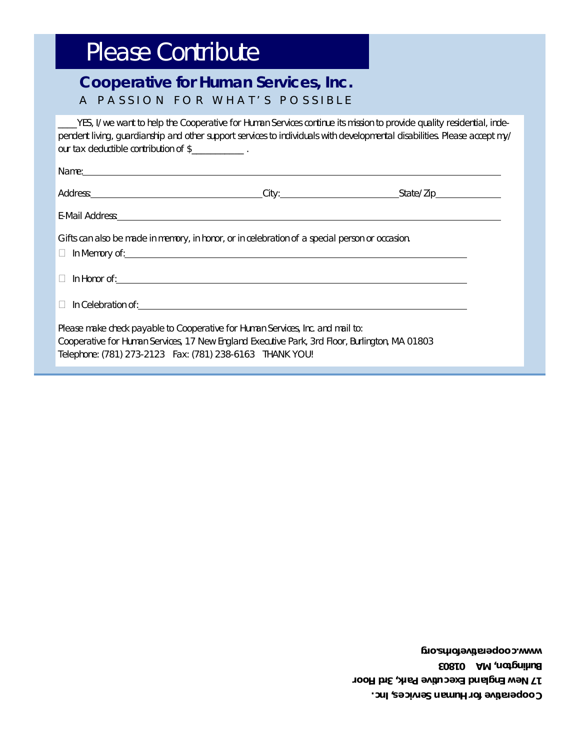# Please Contribute

## Cooperative for Human Services, Inc.

A PASSION FOR WHAT'S POSSIBLE

____YES, I/we want to help the Cooperative for Human Services continue its mission to provide quality residential, independent living, guardianship and other support services to individuals with developmental disabilities. Please accept my/our tax deductible contribution of $___________ .

Name:________________________________________________________________________

Address:_______________________________City:_____________________State/Zip____________

E-Mail Address:_________________________________________________________________

Gifts can also be made in memory, in honor, or in celebration of a special person or occasion.

☐ In Memory of:_______________________________________________________________

☐ In Honor of:_________________________________________________________________

☐ In Celebration of:____________________________________________________________

Please make check payable to Cooperative for Human Services, Inc. and mail to:
Cooperative for Human Services, 17 New England Executive Park, 3rd Floor, Burlington, MA 01803
Telephone: (781) 273-2123 Fax: (781) 238-6163 THANK YOU!

**Cooperative for Human Services, Inc.**
**17 New England Executive Park, 3rd Floor**
**Burlington, MA 01803**
**www.cooperativefohs.org**